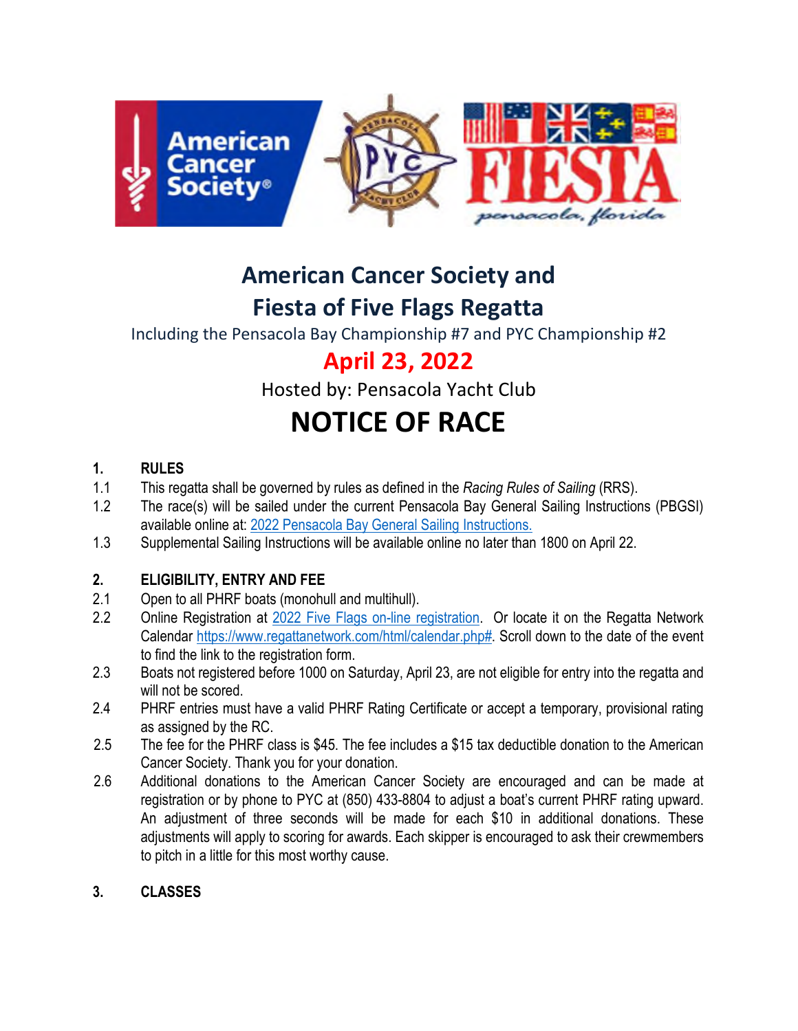# American Cancer Society and Fiesta of Five Flags Regatta

Including the Pensacola Bay Championship #7 and PYC Championship #2

## April 23, 2022

Hosted by: Pensacola Yacht Club

# NOTICE OF RACE

**1. RULES**

1.1 This regatta shall be governed by rules as defined in the *Racing Rules of Sailing* (RRS).

1.2 The race(s) will be sailed under the current Pensacola Bay General Sailing Instructions (PBGSI) available online at: 2022 Pensacola Bay General Sailing Instructions.

1.3 Supplemental Sailing Instructions will be available online no later than 1800 on April 22.

**2. ELIGIBILITY, ENTRY AND FEE**

2.1 Open to all PHRF boats (monohull and multihull).

2.2 Online Registration at 2022 Five Flags on-line registration. Or locate it on the Regatta Network Calendar https://www.regattanetwork.com/html/calendar.php#. Scroll down to the date of the event to find the link to the registration form.

2.3 Boats not registered before 1000 on Saturday, April 23, are not eligible for entry into the regatta and will not be scored.

2.4 PHRF entries must have a valid PHRF Rating Certificate or accept a temporary, provisional rating as assigned by the RC.

2.5 The fee for the PHRF class is $45. The fee includes a $15 tax deductible donation to the American Cancer Society. Thank you for your donation.

2.6 Additional donations to the American Cancer Society are encouraged and can be made at registration or by phone to PYC at (850) 433-8804 to adjust a boat's current PHRF rating upward. An adjustment of three seconds will be made for each $10 in additional donations. These adjustments will apply to scoring for awards. Each skipper is encouraged to ask their crewmembers to pitch in a little for this most worthy cause.

**3. CLASSES**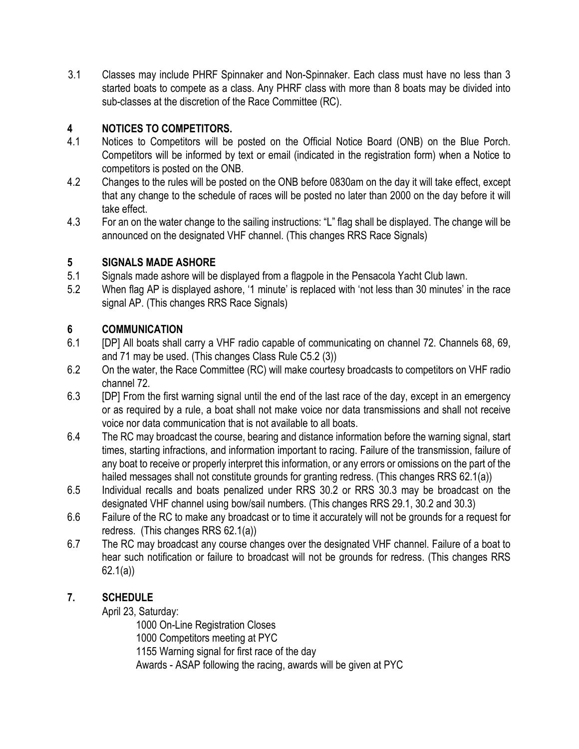3.1 Classes may include PHRF Spinnaker and Non-Spinnaker. Each class must have no less than 3 started boats to compete as a class. Any PHRF class with more than 8 boats may be divided into sub-classes at the discretion of the Race Committee (RC).

## 4 NOTICES TO COMPETITORS.

4.1 Notices to Competitors will be posted on the Official Notice Board (ONB) on the Blue Porch. Competitors will be informed by text or email (indicated in the registration form) when a Notice to competitors is posted on the ONB.

4.2 Changes to the rules will be posted on the ONB before 0830am on the day it will take effect, except that any change to the schedule of races will be posted no later than 2000 on the day before it will take effect.

4.3 For an on the water change to the sailing instructions: "L" flag shall be displayed. The change will be announced on the designated VHF channel. (This changes RRS Race Signals)

## 5 SIGNALS MADE ASHORE

5.1 Signals made ashore will be displayed from a flagpole in the Pensacola Yacht Club lawn.

5.2 When flag AP is displayed ashore, '1 minute' is replaced with 'not less than 30 minutes' in the race signal AP. (This changes RRS Race Signals)

## 6 COMMUNICATION

6.1 [DP] All boats shall carry a VHF radio capable of communicating on channel 72. Channels 68, 69, and 71 may be used. (This changes Class Rule C5.2 (3))

6.2 On the water, the Race Committee (RC) will make courtesy broadcasts to competitors on VHF radio channel 72.

6.3 [DP] From the first warning signal until the end of the last race of the day, except in an emergency or as required by a rule, a boat shall not make voice nor data transmissions and shall not receive voice nor data communication that is not available to all boats.

6.4 The RC may broadcast the course, bearing and distance information before the warning signal, start times, starting infractions, and information important to racing. Failure of the transmission, failure of any boat to receive or properly interpret this information, or any errors or omissions on the part of the hailed messages shall not constitute grounds for granting redress. (This changes RRS 62.1(a))

6.5 Individual recalls and boats penalized under RRS 30.2 or RRS 30.3 may be broadcast on the designated VHF channel using bow/sail numbers. (This changes RRS 29.1, 30.2 and 30.3)

6.6 Failure of the RC to make any broadcast or to time it accurately will not be grounds for a request for redress. (This changes RRS 62.1(a))

6.7 The RC may broadcast any course changes over the designated VHF channel. Failure of a boat to hear such notification or failure to broadcast will not be grounds for redress. (This changes RRS 62.1(a))

## 7. SCHEDULE

April 23, Saturday:

1000 On-Line Registration Closes
1000 Competitors meeting at PYC
1155 Warning signal for first race of the day
Awards - ASAP following the racing, awards will be given at PYC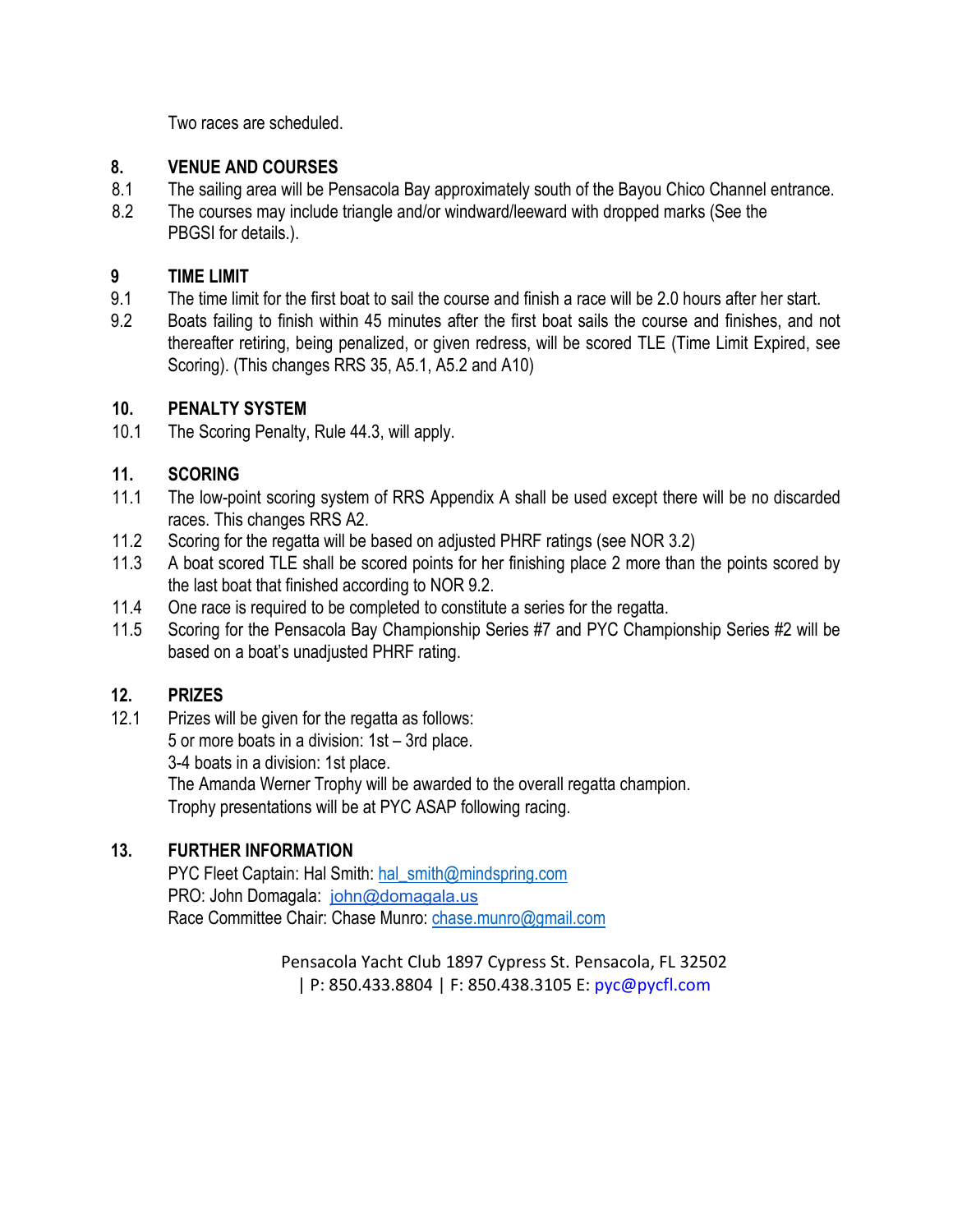Two races are scheduled.

## 8. VENUE AND COURSES

8.1 The sailing area will be Pensacola Bay approximately south of the Bayou Chico Channel entrance.

8.2 The courses may include triangle and/or windward/leeward with dropped marks (See the PBGSI for details.).

## 9 TIME LIMIT

9.1 The time limit for the first boat to sail the course and finish a race will be 2.0 hours after her start.

9.2 Boats failing to finish within 45 minutes after the first boat sails the course and finishes, and not thereafter retiring, being penalized, or given redress, will be scored TLE (Time Limit Expired, see Scoring). (This changes RRS 35, A5.1, A5.2 and A10)

## 10. PENALTY SYSTEM

10.1 The Scoring Penalty, Rule 44.3, will apply.

## 11. SCORING

11.1 The low-point scoring system of RRS Appendix A shall be used except there will be no discarded races. This changes RRS A2.

11.2 Scoring for the regatta will be based on adjusted PHRF ratings (see NOR 3.2)

11.3 A boat scored TLE shall be scored points for her finishing place 2 more than the points scored by the last boat that finished according to NOR 9.2.

11.4 One race is required to be completed to constitute a series for the regatta.

11.5 Scoring for the Pensacola Bay Championship Series #7 and PYC Championship Series #2 will be based on a boat's unadjusted PHRF rating.

## 12. PRIZES

12.1 Prizes will be given for the regatta as follows:
5 or more boats in a division: 1st – 3rd place.
3-4 boats in a division: 1st place.
The Amanda Werner Trophy will be awarded to the overall regatta champion.
Trophy presentations will be at PYC ASAP following racing.

## 13. FURTHER INFORMATION

PYC Fleet Captain: Hal Smith: hal_smith@mindspring.com
PRO: John Domagala: john@domagala.us
Race Committee Chair: Chase Munro: chase.munro@gmail.com

Pensacola Yacht Club 1897 Cypress St. Pensacola, FL 32502
| P: 850.433.8804 | F: 850.438.3105 E: pyc@pycfl.com